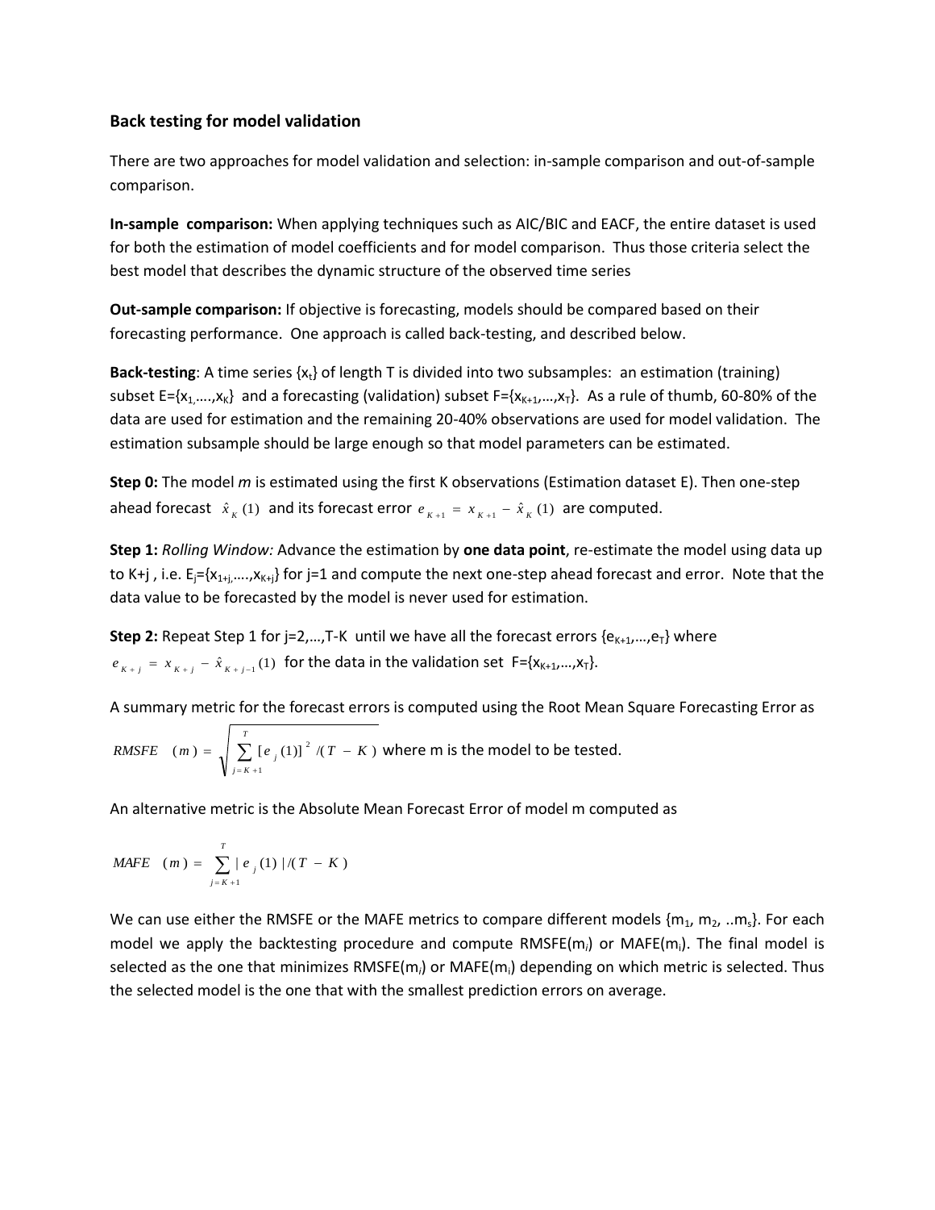### Back testing for model validation

There are two approaches for model validation and selection: in-sample comparison and out-of-sample comparison.

**In-sample comparison:** When applying techniques such as AIC/BIC and EACF, the entire dataset is used for both the estimation of model coefficients and for model comparison. Thus those criteria select the best model that describes the dynamic structure of the observed time series

**Out-sample comparison:** If objective is forecasting, models should be compared based on their forecasting performance. One approach is called back-testing, and described below.

**Back-testing**: A time series $\{x_t\}$ of length T is divided into two subsamples: an estimation (training) subset $E=\{x_1,\ldots,x_K\}$ and a forecasting (validation) subset $F=\{x_{K+1},\ldots,x_T\}$. As a rule of thumb, 60-80% of the data are used for estimation and the remaining 20-40% observations are used for model validation. The estimation subsample should be large enough so that model parameters can be estimated.

**Step 0:** The model *m* is estimated using the first K observations (Estimation dataset E). Then one-step ahead forecast $\hat{x}_K(1)$ and its forecast error $e_{K+1} = x_{K+1} - \hat{x}_K(1)$ are computed.

**Step 1:** *Rolling Window:* Advance the estimation by **one data point**, re-estimate the model using data up to K+j , i.e. $E_j=\{x_{1+j},\ldots,x_{K+j}\}$ for j=1 and compute the next one-step ahead forecast and error. Note that the data value to be forecasted by the model is never used for estimation.

**Step 2:** Repeat Step 1 for j=2,…,T-K until we have all the forecast errors $\{e_{K+1},\ldots,e_T\}$ where $e_{K+j} = x_{K+j} - \hat{x}_{K+j-1}(1)$ for the data in the validation set $F=\{x_{K+1},\ldots,x_T\}$.

A summary metric for the forecast errors is computed using the Root Mean Square Forecasting Error as

$$RMSFE(m) = \sqrt{\sum_{j=K+1}^{T} [e_j(1)]^2 / (T-K)}$$

where m is the model to be tested.

An alternative metric is the Absolute Mean Forecast Error of model m computed as

$$MAFE(m) = \sum_{j=K+1}^{T} |e_j(1)| / (T-K)$$

We can use either the RMSFE or the MAFE metrics to compare different models $\{m_1, m_2, \ldots m_s\}$. For each model we apply the backtesting procedure and compute $RMSFE(m_i)$ or $MAFE(m_i)$. The final model is selected as the one that minimizes $RMSFE(m_i)$ or $MAFE(m_i)$ depending on which metric is selected. Thus the selected model is the one that with the smallest prediction errors on average.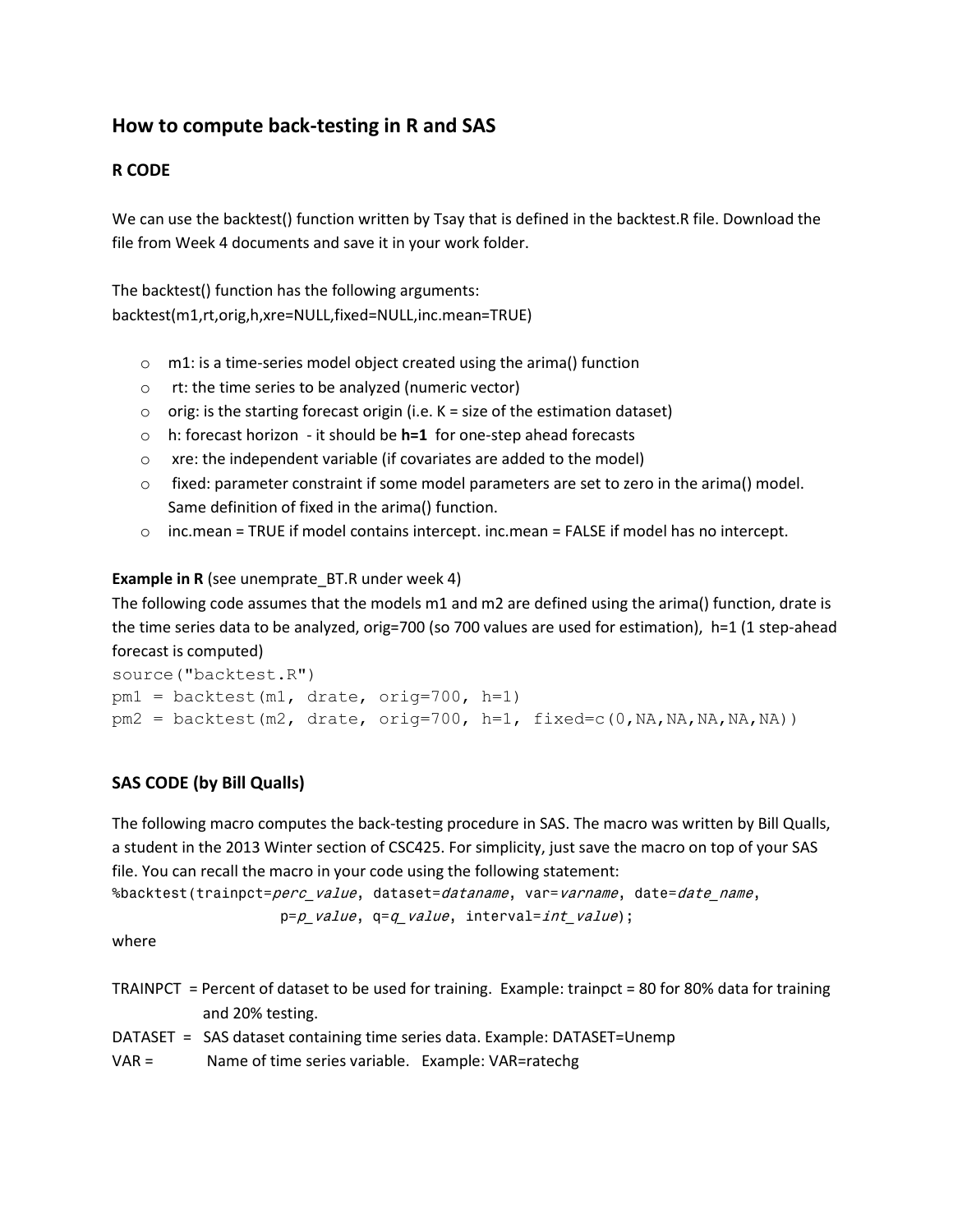## How to compute back-testing in R and SAS

### R CODE

We can use the backtest() function written by Tsay that is defined in the backtest.R file. Download the file from Week 4 documents and save it in your work folder.

The backtest() function has the following arguments:
backtest(m1,rt,orig,h,xre=NULL,fixed=NULL,inc.mean=TRUE)

- m1: is a time-series model object created using the arima() function
- rt: the time series to be analyzed (numeric vector)
- orig: is the starting forecast origin (i.e. K = size of the estimation dataset)
- h: forecast horizon - it should be **h=1** for one-step ahead forecasts
- xre: the independent variable (if covariates are added to the model)
- fixed: parameter constraint if some model parameters are set to zero in the arima() model. Same definition of fixed in the arima() function.
- inc.mean = TRUE if model contains intercept. inc.mean = FALSE if model has no intercept.

**Example in R** (see unemprate_BT.R under week 4)
The following code assumes that the models m1 and m2 are defined using the arima() function, drate is the time series data to be analyzed, orig=700 (so 700 values are used for estimation), h=1 (1 step-ahead forecast is computed)

```
source("backtest.R")
pm1 = backtest(m1, drate, orig=700, h=1)
pm2 = backtest(m2, drate, orig=700, h=1, fixed=c(0,NA,NA,NA,NA,NA))
```

### SAS CODE (by Bill Qualls)

The following macro computes the back-testing procedure in SAS. The macro was written by Bill Qualls, a student in the 2013 Winter section of CSC425. For simplicity, just save the macro on top of your SAS file. You can recall the macro in your code using the following statement:

```
%backtest(trainpct=perc_value, dataset=dataname, var=varname, date=date_name,
                    p=p_value, q=q_value, interval=int_value);
```

where

TRAINPCT = Percent of dataset to be used for training. Example: trainpct = 80 for 80% data for training and 20% testing.
DATASET = SAS dataset containing time series data. Example: DATASET=Unemp
VAR = Name of time series variable. Example: VAR=ratechg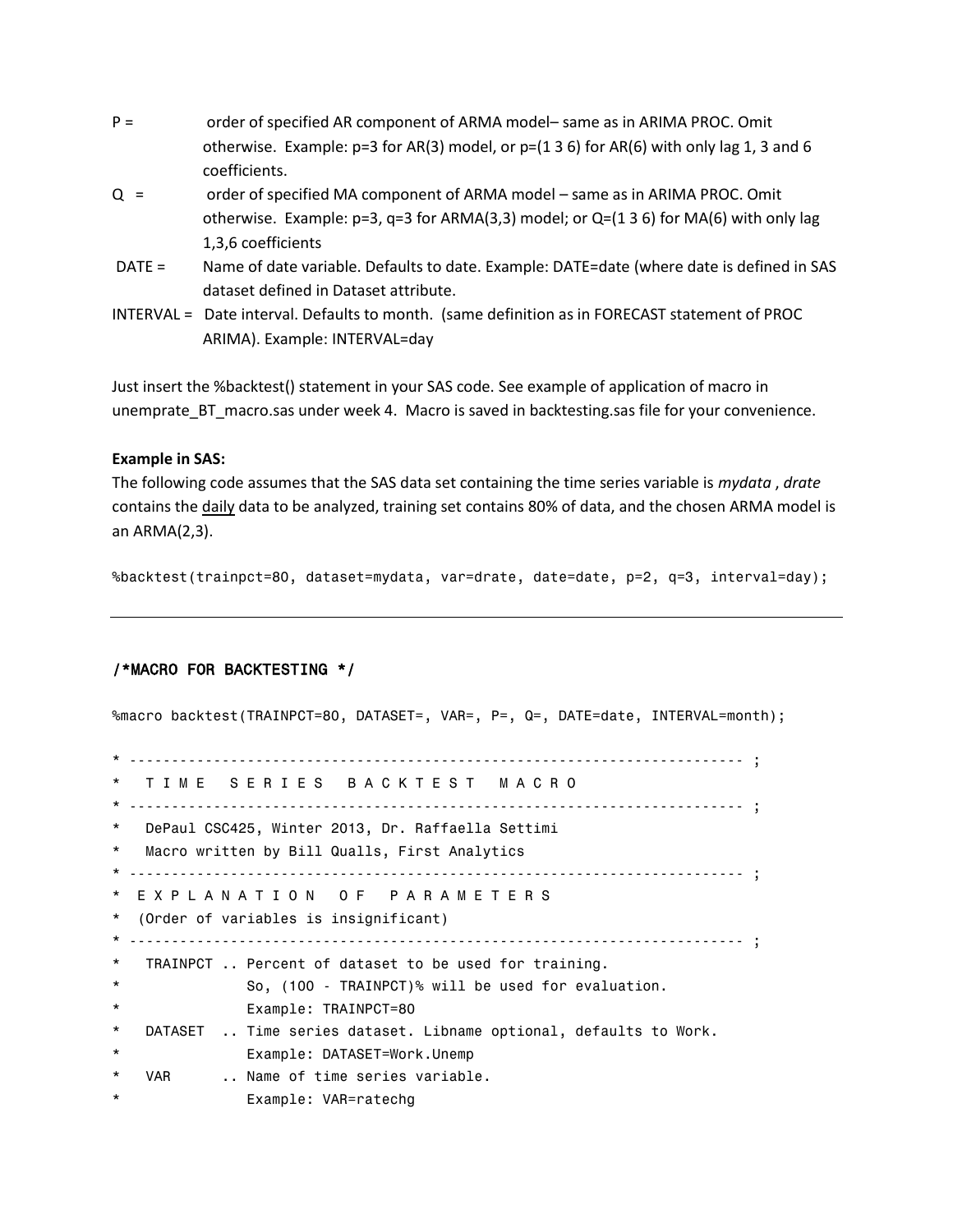P = order of specified AR component of ARMA model– same as in ARIMA PROC. Omit otherwise. Example: p=3 for AR(3) model, or p=(1 3 6) for AR(6) with only lag 1, 3 and 6 coefficients.

Q = order of specified MA component of ARMA model – same as in ARIMA PROC. Omit otherwise. Example: p=3, q=3 for ARMA(3,3) model; or Q=(1 3 6) for MA(6) with only lag 1,3,6 coefficients

DATE = Name of date variable. Defaults to date. Example: DATE=date (where date is defined in SAS dataset defined in Dataset attribute.

INTERVAL = Date interval. Defaults to month. (same definition as in FORECAST statement of PROC ARIMA). Example: INTERVAL=day

Just insert the %backtest() statement in your SAS code. See example of application of macro in unemprate_BT_macro.sas under week 4. Macro is saved in backtesting.sas file for your convenience.

**Example in SAS:**

The following code assumes that the SAS data set containing the time series variable is *mydata* , *drate* contains the daily data to be analyzed, training set contains 80% of data, and the chosen ARMA model is an ARMA(2,3).

```
%backtest(trainpct=80, dataset=mydata, var=drate, date=date, p=2, q=3, interval=day);
```

---

```
/*MACRO FOR BACKTESTING */

%macro backtest(TRAINPCT=80, DATASET=, VAR=, P=, Q=, DATE=date, INTERVAL=month);

* ------------------------------------------------------------------------- ;
*   T I M E   S E R I E S   B A C K T E S T   M A C R O
* ------------------------------------------------------------------------- ;
*   DePaul CSC425, Winter 2013, Dr. Raffaella Settimi
*   Macro written by Bill Qualls, First Analytics
* ------------------------------------------------------------------------- ;
*  E X P L A N A T I O N   O F   P A R A M E T E R S
*  (Order of variables is insignificant)
* ------------------------------------------------------------------------- ;
*   TRAINPCT .. Percent of dataset to be used for training.
*               So, (100 - TRAINPCT)% will be used for evaluation.
*               Example: TRAINPCT=80
*   DATASET  .. Time series dataset. Libname optional, defaults to Work.
*               Example: DATASET=Work.Unemp
*   VAR      .. Name of time series variable.
*               Example: VAR=ratechg
```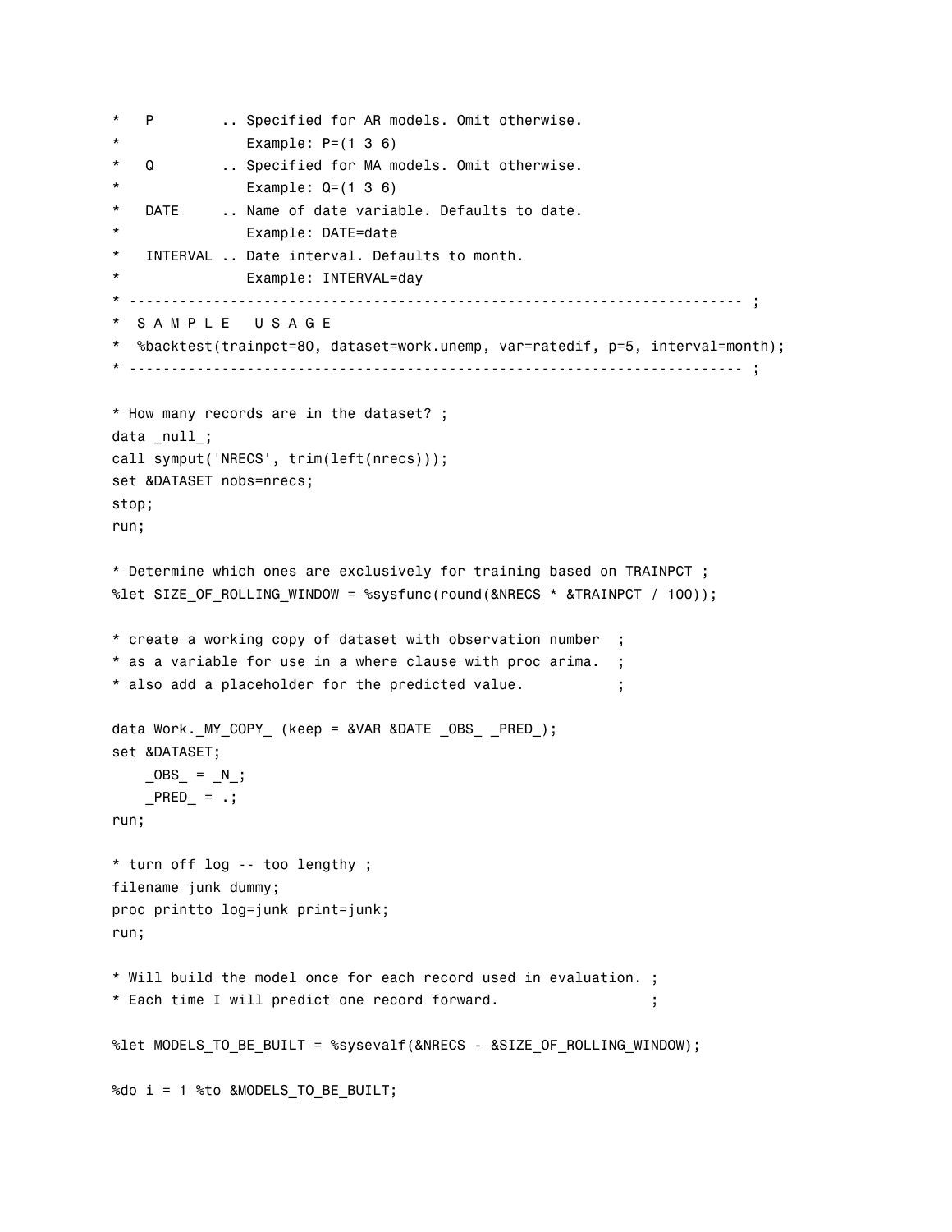```
*   P        .. Specified for AR models. Omit otherwise.
*               Example: P=(1 3 6)
*   Q        .. Specified for MA models. Omit otherwise.
*               Example: Q=(1 3 6)
*   DATE     .. Name of date variable. Defaults to date.
*               Example: DATE=date
*   INTERVAL .. Date interval. Defaults to month.
*               Example: INTERVAL=day
* ----------------------------------------------------------------------- ;
*  S A M P L E   U S A G E
*  %backtest(trainpct=80, dataset=work.unemp, var=ratedif, p=5, interval=month);
* ----------------------------------------------------------------------- ;

* How many records are in the dataset? ;
data _null_;
call symput('NRECS', trim(left(nrecs)));
set &DATASET nobs=nrecs;
stop;
run;

* Determine which ones are exclusively for training based on TRAINPCT ;
%let SIZE_OF_ROLLING_WINDOW = %sysfunc(round(&NRECS * &TRAINPCT / 100));

* create a working copy of dataset with observation number  ;
* as a variable for use in a where clause with proc arima.  ;
* also add a placeholder for the predicted value.           ;

data Work._MY_COPY_ (keep = &VAR &DATE _OBS_ _PRED_);
set &DATASET;
    _OBS_ = _N_;
    _PRED_ = .;
run;

* turn off log -- too lengthy ;
filename junk dummy;
proc printto log=junk print=junk;
run;

* Will build the model once for each record used in evaluation. ;
* Each time I will predict one record forward.                  ;

%let MODELS_TO_BE_BUILT = %sysevalf(&NRECS - &SIZE_OF_ROLLING_WINDOW);

%do i = 1 %to &MODELS_TO_BE_BUILT;
```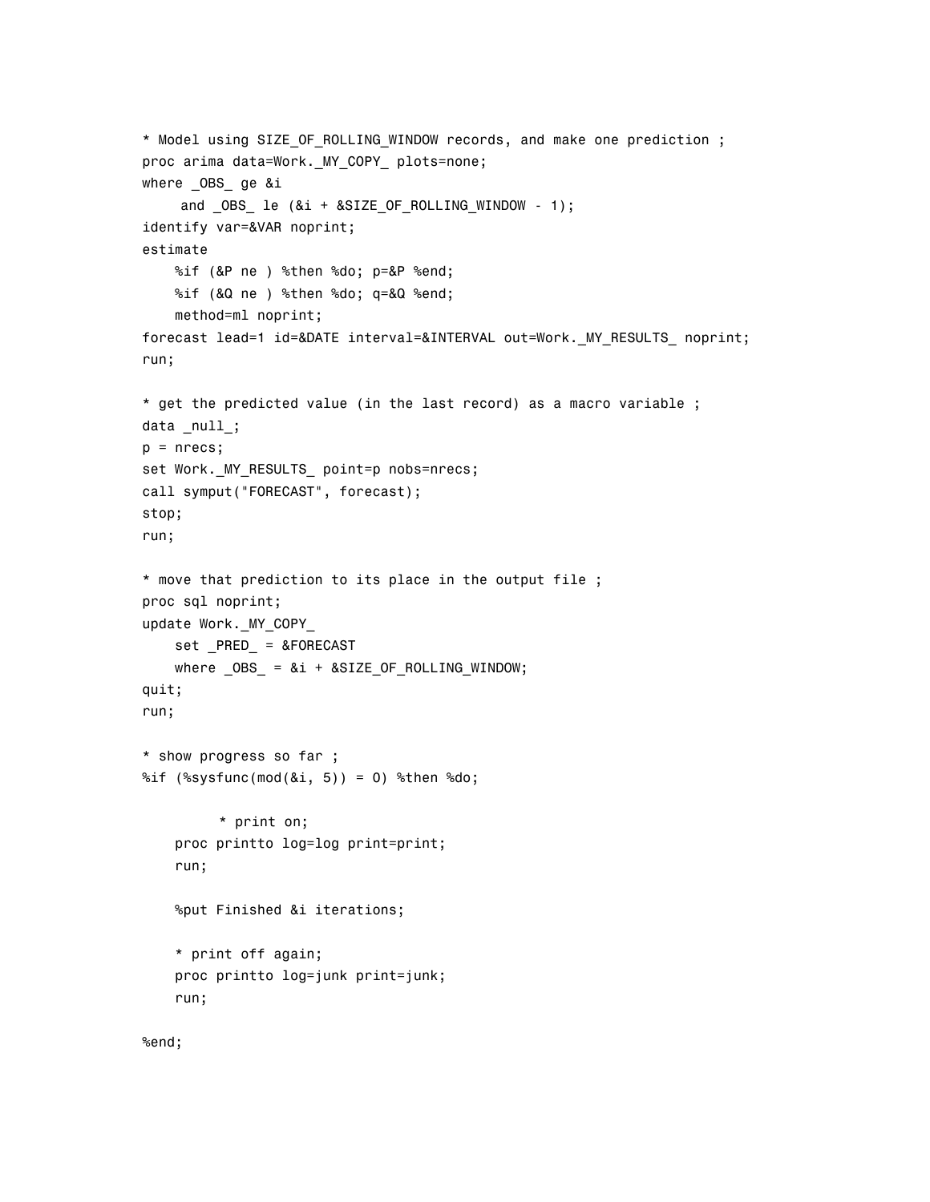```
* Model using SIZE_OF_ROLLING_WINDOW records, and make one prediction ;
proc arima data=Work._MY_COPY_ plots=none;
where _OBS_ ge &i
     and _OBS_ le (&i + &SIZE_OF_ROLLING_WINDOW - 1);
identify var=&VAR noprint;
estimate
    %if (&P ne ) %then %do; p=&P %end;
    %if (&Q ne ) %then %do; q=&Q %end;
    method=ml noprint;
forecast lead=1 id=&DATE interval=&INTERVAL out=Work._MY_RESULTS_ noprint;
run;

* get the predicted value (in the last record) as a macro variable ;
data _null_;
p = nrecs;
set Work._MY_RESULTS_ point=p nobs=nrecs;
call symput("FORECAST", forecast);
stop;
run;

* move that prediction to its place in the output file ;
proc sql noprint;
update Work._MY_COPY_
    set _PRED_ = &FORECAST
    where _OBS_ = &i + &SIZE_OF_ROLLING_WINDOW;
quit;
run;

* show progress so far ;
%if (%sysfunc(mod(&i, 5)) = 0) %then %do;

         * print on;
    proc printto log=log print=print;
    run;

    %put Finished &i iterations;

    * print off again;
    proc printto log=junk print=junk;
    run;

%end;
```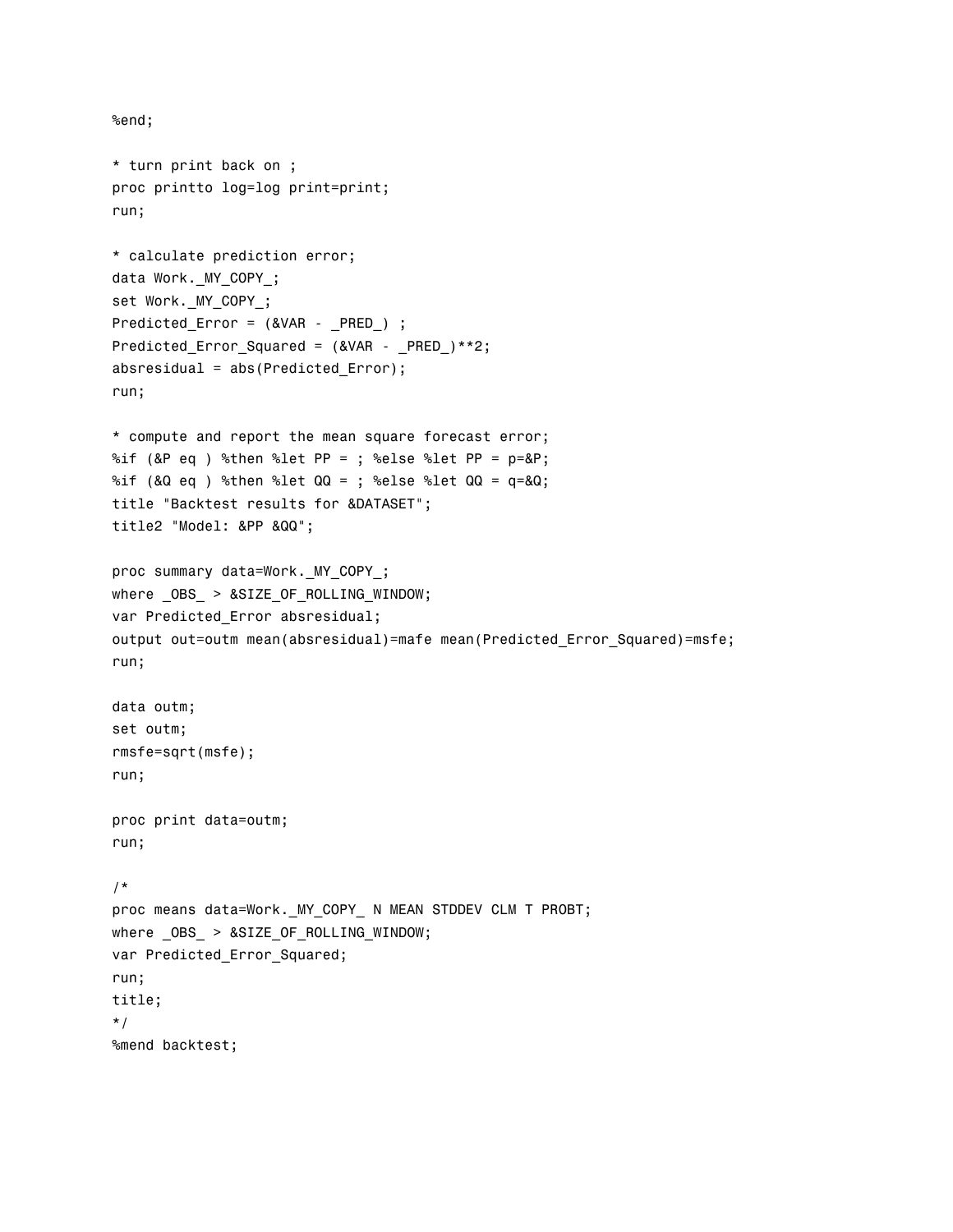```
%end;

* turn print back on ;
proc printto log=log print=print;
run;

* calculate prediction error;
data Work._MY_COPY_;
set Work._MY_COPY_;
Predicted_Error = (&VAR - _PRED_) ;
Predicted_Error_Squared = (&VAR - _PRED_)**2;
absresidual = abs(Predicted_Error);
run;

* compute and report the mean square forecast error;
%if (&P eq ) %then %let PP = ; %else %let PP = p=&P;
%if (&Q eq ) %then %let QQ = ; %else %let QQ = q=&Q;
title "Backtest results for &DATASET";
title2 "Model: &PP &QQ";

proc summary data=Work._MY_COPY_;
where _OBS_ > &SIZE_OF_ROLLING_WINDOW;
var Predicted_Error absresidual;
output out=outm mean(absresidual)=mafe mean(Predicted_Error_Squared)=msfe;
run;

data outm;
set outm;
rmsfe=sqrt(msfe);
run;

proc print data=outm;
run;

/*
proc means data=Work._MY_COPY_ N MEAN STDDEV CLM T PROBT;
where _OBS_ > &SIZE_OF_ROLLING_WINDOW;
var Predicted_Error_Squared;
run;
title;
*/
%mend backtest;
```